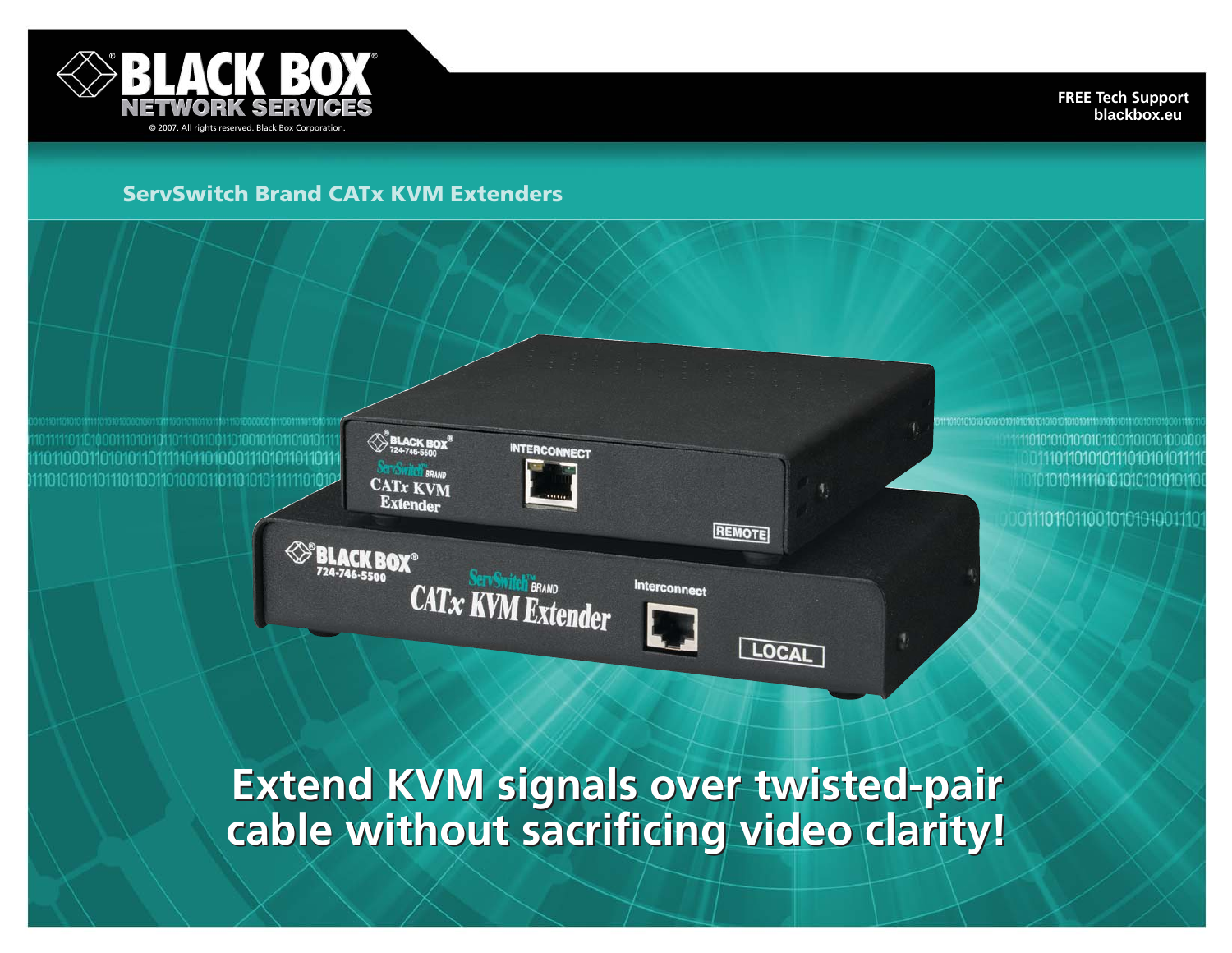BLACK BOX® NETWORK SERVICES

© 2007. All rights reserved. Black Box Corporation.

FREE Tech Support
blackbox.eu

## ServSwitch Brand CATx KVM Extenders

# Extend KVM signals over twisted-pair cable without sacrificing video clarity!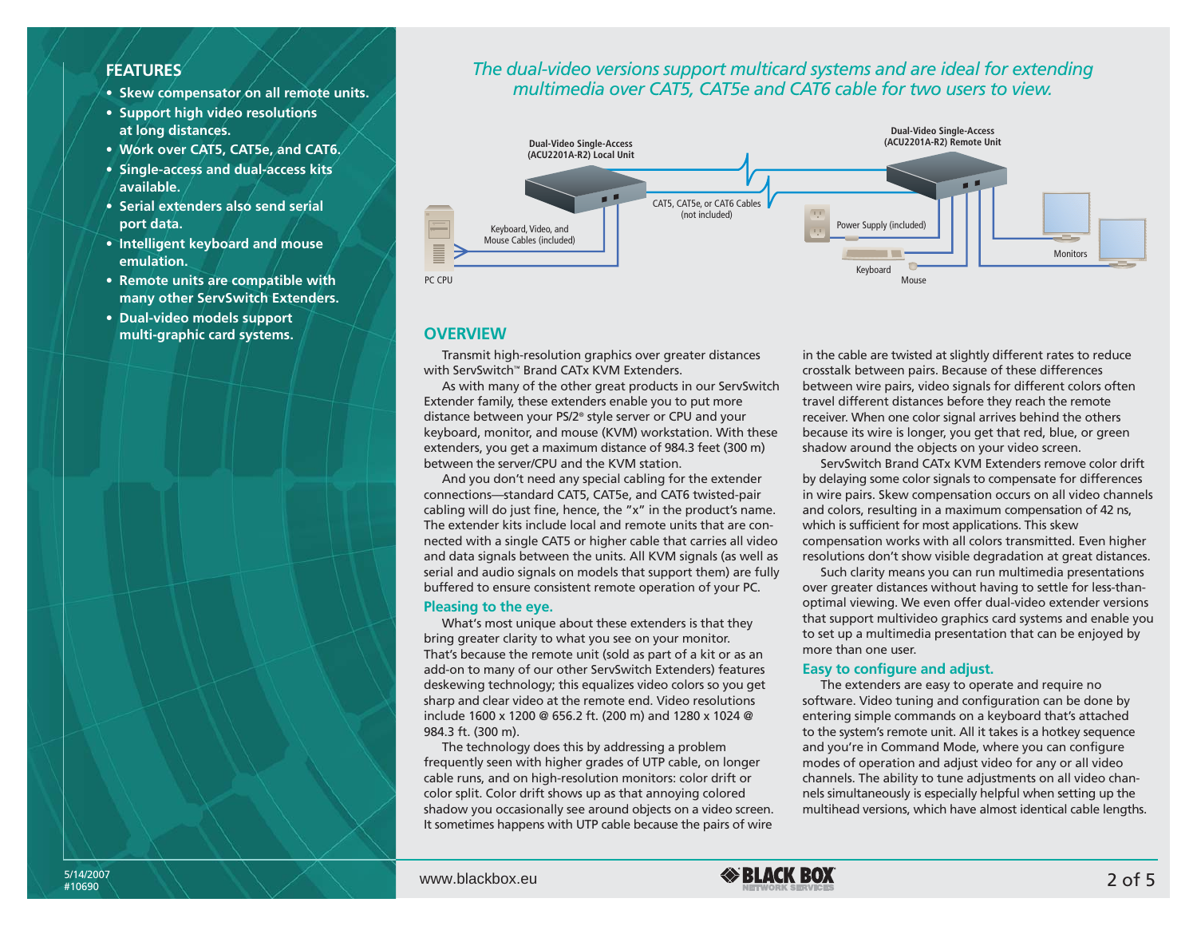## FEATURES

- Skew compensator on all remote units.
- Support high video resolutions at long distances.
- Work over CAT5, CAT5e, and CAT6.
- Single-access and dual-access kits available.
- Serial extenders also send serial port data.
- Intelligent keyboard and mouse emulation.
- Remote units are compatible with many other ServSwitch Extenders.
- Dual-video models support multi-graphic card systems.

*The dual-video versions support multicard systems and are ideal for extending multimedia over CAT5, CAT5e and CAT6 cable for two users to view.*

Dual-Video Single-Access (ACU2201A-R2) Local Unit

Dual-Video Single-Access (ACU2201A-R2) Remote Unit

CAT5, CAT5e, or CAT6 Cables (not included)

Keyboard, Video, and Mouse Cables (included)

Power Supply (included)

PC CPU

Keyboard

Mouse

Monitors

## OVERVIEW

Transmit high-resolution graphics over greater distances with ServSwitch™ Brand CATx KVM Extenders.

As with many of the other great products in our ServSwitch Extender family, these extenders enable you to put more distance between your PS/2® style server or CPU and your keyboard, monitor, and mouse (KVM) workstation. With these extenders, you get a maximum distance of 984.3 feet (300 m) between the server/CPU and the KVM station.

And you don't need any special cabling for the extender connections—standard CAT5, CAT5e, and CAT6 twisted-pair cabling will do just fine, hence, the "x" in the product's name. The extender kits include local and remote units that are connected with a single CAT5 or higher cable that carries all video and data signals between the units. All KVM signals (as well as serial and audio signals on models that support them) are fully buffered to ensure consistent remote operation of your PC.

### Pleasing to the eye.

What's most unique about these extenders is that they bring greater clarity to what you see on your monitor. That's because the remote unit (sold as part of a kit or as an add-on to many of our other ServSwitch Extenders) features deskewing technology; this equalizes video colors so you get sharp and clear video at the remote end. Video resolutions include 1600 x 1200 @ 656.2 ft. (200 m) and 1280 x 1024 @ 984.3 ft. (300 m).

The technology does this by addressing a problem frequently seen with higher grades of UTP cable, on longer cable runs, and on high-resolution monitors: color drift or color split. Color drift shows up as that annoying colored shadow you occasionally see around objects on a video screen. It sometimes happens with UTP cable because the pairs of wire in the cable are twisted at slightly different rates to reduce crosstalk between pairs. Because of these differences between wire pairs, video signals for different colors often travel different distances before they reach the remote receiver. When one color signal arrives behind the others because its wire is longer, you get that red, blue, or green shadow around the objects on your video screen.

ServSwitch Brand CATx KVM Extenders remove color drift by delaying some color signals to compensate for differences in wire pairs. Skew compensation occurs on all video channels and colors, resulting in a maximum compensation of 42 ns, which is sufficient for most applications. This skew compensation works with all colors transmitted. Even higher resolutions don't show visible degradation at great distances.

Such clarity means you can run multimedia presentations over greater distances without having to settle for less-than-optimal viewing. We even offer dual-video extender versions that support multivideo graphics card systems and enable you to set up a multimedia presentation that can be enjoyed by more than one user.

### Easy to configure and adjust.

The extenders are easy to operate and require no software. Video tuning and configuration can be done by entering simple commands on a keyboard that's attached to the system's remote unit. All it takes is a hotkey sequence and you're in Command Mode, where you can configure modes of operation and adjust video for any or all video channels. The ability to tune adjustments on all video channels simultaneously is especially helpful when setting up the multihead versions, which have almost identical cable lengths.

5/14/2007
#10690

www.blackbox.eu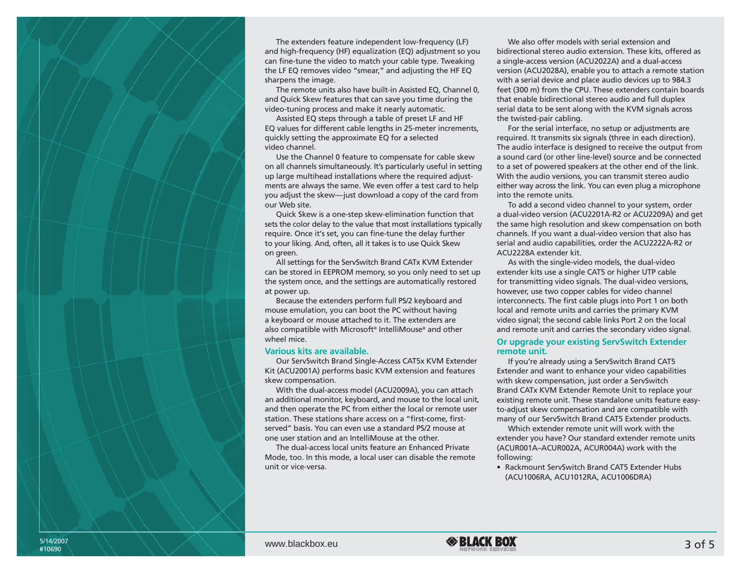The extenders feature independent low-frequency (LF) and high-frequency (HF) equalization (EQ) adjustment so you can fine-tune the video to match your cable type. Tweaking the LF EQ removes video "smear," and adjusting the HF EQ sharpens the image.

The remote units also have built-in Assisted EQ, Channel 0, and Quick Skew features that can save you time during the video-tuning process and make it nearly automatic.

Assisted EQ steps through a table of preset LF and HF EQ values for different cable lengths in 25-meter increments, quickly setting the approximate EQ for a selected video channel.

Use the Channel 0 feature to compensate for cable skew on all channels simultaneously. It's particularly useful in setting up large multihead installations where the required adjustments are always the same. We even offer a test card to help you adjust the skew—just download a copy of the card from our Web site.

Quick Skew is a one-step skew-elimination function that sets the color delay to the value that most installations typically require. Once it's set, you can fine-tune the delay further to your liking. And, often, all it takes is to use Quick Skew on green.

All settings for the ServSwitch Brand CATx KVM Extender can be stored in EEPROM memory, so you only need to set up the system once, and the settings are automatically restored at power up.

Because the extenders perform full PS/2 keyboard and mouse emulation, you can boot the PC without having a keyboard or mouse attached to it. The extenders are also compatible with Microsoft® IntelliMouse® and other wheel mice.

### Various kits are available.

Our ServSwitch Brand Single-Access CAT5x KVM Extender Kit (ACU2001A) performs basic KVM extension and features skew compensation.

With the dual-access model (ACU2009A), you can attach an additional monitor, keyboard, and mouse to the local unit, and then operate the PC from either the local or remote user station. These stations share access on a "first-come, first-served" basis. You can even use a standard PS/2 mouse at one user station and an IntelliMouse at the other.

The dual-access local units feature an Enhanced Private Mode, too. In this mode, a local user can disable the remote unit or vice-versa.

We also offer models with serial extension and bidirectional stereo audio extension. These kits, offered as a single-access version (ACU2022A) and a dual-access version (ACU2028A), enable you to attach a remote station with a serial device and place audio devices up to 984.3 feet (300 m) from the CPU. These extenders contain boards that enable bidirectional stereo audio and full duplex serial data to be sent along with the KVM signals across the twisted-pair cabling.

For the serial interface, no setup or adjustments are required. It transmits six signals (three in each direction). The audio interface is designed to receive the output from a sound card (or other line-level) source and be connected to a set of powered speakers at the other end of the link. With the audio versions, you can transmit stereo audio either way across the link. You can even plug a microphone into the remote units.

To add a second video channel to your system, order a dual-video version (ACU2201A-R2 or ACU2209A) and get the same high resolution and skew compensation on both channels. If you want a dual-video version that also has serial and audio capabilities, order the ACU2222A-R2 or ACU2228A extender kit.

As with the single-video models, the dual-video extender kits use a single CAT5 or higher UTP cable for transmitting video signals. The dual-video versions, however, use two copper cables for video channel interconnects. The first cable plugs into Port 1 on both local and remote units and carries the primary KVM video signal; the second cable links Port 2 on the local and remote unit and carries the secondary video signal.

### Or upgrade your existing ServSwitch Extender remote unit.

If you're already using a ServSwitch Brand CAT5 Extender and want to enhance your video capabilities with skew compensation, just order a ServSwitch Brand CATx KVM Extender Remote Unit to replace your existing remote unit. These standalone units feature easy-to-adjust skew compensation and are compatible with many of our ServSwitch Brand CAT5 Extender products.

Which extender remote unit will work with the extender you have? Our standard extender remote units (ACUR001A–ACUR002A, ACUR004A) work with the following:

- Rackmount ServSwitch Brand CAT5 Extender Hubs (ACU1006RA, ACU1012RA, ACU1006DRA)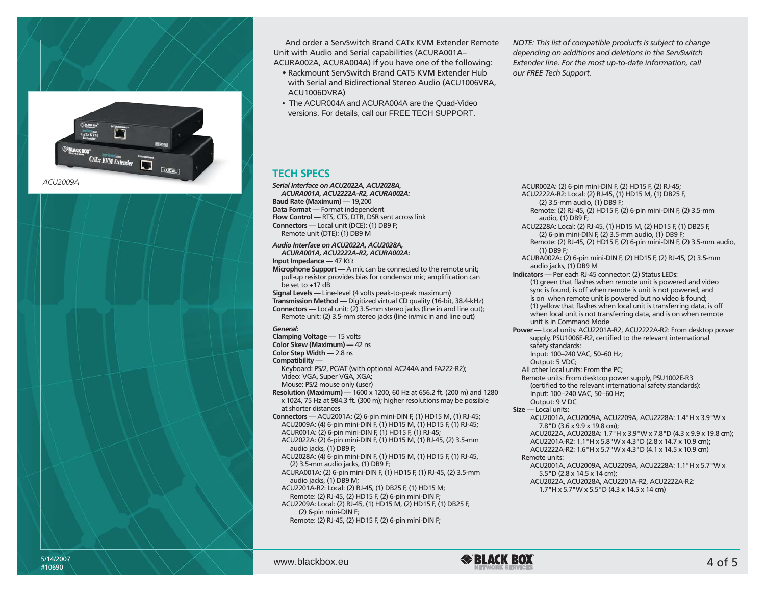ACU2009A

And order a ServSwitch Brand CATx KVM Extender Remote Unit with Audio and Serial capabilities (ACURA001A–ACURA002A, ACURA004A) if you have one of the following:

- Rackmount ServSwitch Brand CAT5 KVM Extender Hub with Serial and Bidirectional Stereo Audio (ACU1006VRA, ACU1006DVRA)
- The ACUR004A and ACURA004A are the Quad-Video versions. For details, call our FREE TECH SUPPORT.

*NOTE: This list of compatible products is subject to change depending on additions and deletions in the ServSwitch Extender line. For the most up-to-date information, call our FREE Tech Support.*

## TECH SPECS

***Serial Interface on ACU2022A, ACU2028A, ACURA001A, ACU2222A-R2, ACURA002A:***

**Baud Rate (Maximum)** — 19,200

**Data Format** — Format independent

**Flow Control** — RTS, CTS, DTR, DSR sent across link

**Connectors** — Local unit (DCE): (1) DB9 F; Remote unit (DTE): (1) DB9 M

***Audio Interface on ACU2022A, ACU2028A, ACURA001A, ACU2222A-R2, ACURA002A:***

**Input Impedance** — 47 KΩ

**Microphone Support** — A mic can be connected to the remote unit; pull-up resistor provides bias for condensor mic; amplification can be set to +17 dB

**Signal Levels** — Line-level (4 volts peak-to-peak maximum)

**Transmission Method** — Digitized virtual CD quality (16-bit, 38.4-kHz)

**Connectors** — Local unit: (2) 3.5-mm stereo jacks (line in and line out); Remote unit: (2) 3.5-mm stereo jacks (line in/mic in and line out)

***General:***

**Clamping Voltage** — 15 volts

**Color Skew (Maximum)** — 42 ns

**Color Step Width** — 2.8 ns

**Compatibility** —
Keyboard: PS/2, PC/AT (with optional AC244A and FA222-R2);
Video: VGA, Super VGA, XGA;
Mouse: PS/2 mouse only (user)

**Resolution (Maximum)** — 1600 x 1200, 60 Hz at 656.2 ft. (200 m) and 1280 x 1024, 75 Hz at 984.3 ft. (300 m); higher resolutions may be possible at shorter distances

**Connectors** — ACU2001A: (2) 6-pin mini-DIN F, (1) HD15 M, (1) RJ-45;
ACU2009A: (4) 6-pin mini-DIN F, (1) HD15 M, (1) HD15 F, (1) RJ-45;
ACUR001A: (2) 6-pin mini-DIN F, (1) HD15 F, (1) RJ-45;
ACU2022A: (2) 6-pin mini-DIN F, (1) HD15 M, (1) RJ-45, (2) 3.5-mm audio jacks, (1) DB9 F;
ACU2028A: (4) 6-pin mini-DIN F, (1) HD15 M, (1) HD15 F, (1) RJ-45, (2) 3.5-mm audio jacks, (1) DB9 F;
ACURA001A: (2) 6-pin mini-DIN F, (1) HD15 F, (1) RJ-45, (2) 3.5-mm audio jacks, (1) DB9 M;
ACU2201A-R2: Local: (2) RJ-45, (1) DB25 F, (1) HD15 M;
Remote: (2) RJ-45, (2) HD15 F, (2) 6-pin mini-DIN F;
ACU2209A: Local: (2) RJ-45, (1) HD15 M, (2) HD15 F, (1) DB25 F, (2) 6-pin mini-DIN F;
Remote: (2) RJ-45, (2) HD15 F, (2) 6-pin mini-DIN F;
ACUR002A: (2) 6-pin mini-DIN F, (2) HD15 F, (2) RJ-45;
ACU2222A-R2: Local: (2) RJ-45, (1) HD15 M, (1) DB25 F, (2) 3.5-mm audio, (1) DB9 F;
Remote: (2) RJ-45, (2) HD15 F, (2) 6-pin mini-DIN F, (2) 3.5-mm audio, (1) DB9 F;
ACU2228A: Local: (2) RJ-45, (1) HD15 M, (2) HD15 F, (1) DB25 F, (2) 6-pin mini-DIN F, (2) 3.5-mm audio, (1) DB9 F;
Remote: (2) RJ-45, (2) HD15 F, (2) 6-pin mini-DIN F, (2) 3.5-mm audio, (1) DB9 F;
ACURA002A: (2) 6-pin mini-DIN F, (2) HD15 F, (2) RJ-45, (2) 3.5-mm audio jacks, (1) DB9 M

**Indicators** — Per each RJ-45 connector: (2) Status LEDs:
(1) green that flashes when remote unit is powered and video sync is found, is off when remote is unit is not powered, and is on when remote unit is powered but no video is found;
(1) yellow that flashes when local unit is transferring data, is off when local unit is not transferring data, and is on when remote unit is in Command Mode

**Power** — Local units: ACU2201A-R2, ACU2222A-R2: From desktop power supply, PSU1006E-R2, certified to the relevant international safety standards:
Input: 100–240 VAC, 50–60 Hz;
Output: 5 VDC;
All other local units: From the PC;
Remote units: From desktop power supply, PSU1002E-R3 (certified to the relevant international safety standards):
Input: 100–240 VAC, 50–60 Hz;
Output: 9 V DC

**Size** — Local units:
ACU2001A, ACU2009A, ACU2209A, ACU2228A: 1.4"H x 3.9"W x 7.8"D (3.6 x 9.9 x 19.8 cm);
ACU2022A, ACU2028A: 1.7"H x 3.9"W x 7.8"D (4.3 x 9.9 x 19.8 cm);
ACU2201A-R2: 1.1"H x 5.8"W x 4.3"D (2.8 x 14.7 x 10.9 cm);
ACU2222A-R2: 1.6"H x 5.7"W x 4.3"D (4.1 x 14.5 x 10.9 cm)
Remote units:
ACU2001A, ACU2009A, ACU2209A, ACU2228A: 1.1"H x 5.7"W x 5.5"D (2.8 x 14.5 x 14 cm);
ACU2022A, ACU2028A, ACU2201A-R2, ACU2222A-R2: 1.7"H x 5.7"W x 5.5"D (4.3 x 14.5 x 14 cm)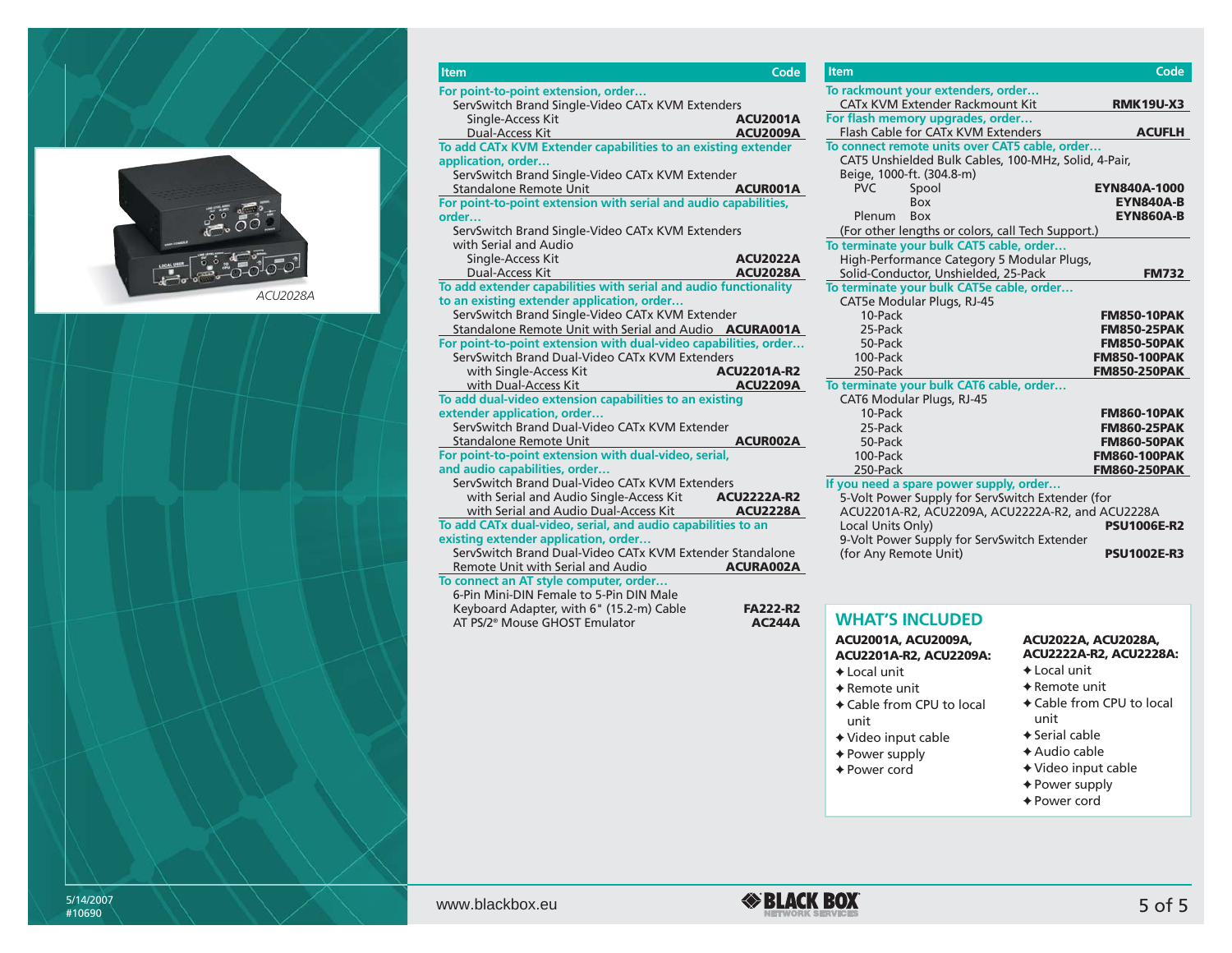ACU2028A

| Item | Code |
|---|---|
| **For point-to-point extension, order…** | |
| ServSwitch Brand Single-Video CATx KVM Extenders | |
| Single-Access Kit | **ACU2001A** |
| Dual-Access Kit | **ACU2009A** |
| **To add CATx KVM Extender capabilities to an existing extender application, order…** | |
| ServSwitch Brand Single-Video CATx KVM Extender Standalone Remote Unit | **ACUR001A** |
| **For point-to-point extension with serial and audio capabilities, order…** | |
| ServSwitch Brand Single-Video CATx KVM Extenders with Serial and Audio | |
| Single-Access Kit | **ACU2022A** |
| Dual-Access Kit | **ACU2028A** |
| **To add extender capabilities with serial and audio functionality to an existing extender application, order…** | |
| ServSwitch Brand Single-Video CATx KVM Extender Standalone Remote Unit with Serial and Audio | **ACURA001A** |
| **For point-to-point extension with dual-video capabilities, order…** | |
| ServSwitch Brand Dual-Video CATx KVM Extenders | |
| with Single-Access Kit | **ACU2201A-R2** |
| with Dual-Access Kit | **ACU2209A** |
| **To add dual-video extension capabilities to an existing extender application, order…** | |
| ServSwitch Brand Dual-Video CATx KVM Extender Standalone Remote Unit | **ACUR002A** |
| **For point-to-point extension with dual-video, serial, and audio capabilities, order…** | |
| ServSwitch Brand Dual-Video CATx KVM Extenders | |
| with Serial and Audio Single-Access Kit | **ACU2222A-R2** |
| with Serial and Audio Dual-Access Kit | **ACU2228A** |
| **To add CATx dual-video, serial, and audio capabilities to an existing extender application, order…** | |
| ServSwitch Brand Dual-Video CATx KVM Extender Standalone Remote Unit with Serial and Audio | **ACURA002A** |
| **To connect an AT style computer, order…** | |
| 6-Pin Mini-DIN Female to 5-Pin DIN Male Keyboard Adapter, with 6" (15.2-m) Cable | **FA222-R2** |
| AT PS/2® Mouse GHOST Emulator | **AC244A** |

| Item | Code |
|---|---|
| **To rackmount your extenders, order…** | |
| CATx KVM Extender Rackmount Kit | **RMK19U-X3** |
| **For flash memory upgrades, order…** | |
| Flash Cable for CATx KVM Extenders | **ACUFLH** |
| **To connect remote units over CAT5 cable, order…** | |
| CAT5 Unshielded Bulk Cables, 100-MHz, Solid, 4-Pair, Beige, 1000-ft. (304.8-m) | |
| PVC Spool | **EYN840A-1000** |
| PVC Box | **EYN840A-B** |
| Plenum Box | **EYN860A-B** |
| (For other lengths or colors, call Tech Support.) | |
| **To terminate your bulk CAT5 cable, order…** | |
| High-Performance Category 5 Modular Plugs, Solid-Conductor, Unshielded, 25-Pack | **FM732** |
| **To terminate your bulk CAT5e cable, order…** | |
| CAT5e Modular Plugs, RJ-45 | |
| 10-Pack | **FM850-10PAK** |
| 25-Pack | **FM850-25PAK** |
| 50-Pack | **FM850-50PAK** |
| 100-Pack | **FM850-100PAK** |
| 250-Pack | **FM850-250PAK** |
| **To terminate your bulk CAT6 cable, order…** | |
| CAT6 Modular Plugs, RJ-45 | |
| 10-Pack | **FM860-10PAK** |
| 25-Pack | **FM860-25PAK** |
| 50-Pack | **FM860-50PAK** |
| 100-Pack | **FM860-100PAK** |
| 250-Pack | **FM860-250PAK** |
| **If you need a spare power supply, order…** | |
| 5-Volt Power Supply for ServSwitch Extender (for ACU2201A-R2, ACU2209A, ACU2222A-R2, and ACU2228A Local Units Only) | **PSU1006E-R2** |
| 9-Volt Power Supply for ServSwitch Extender (for Any Remote Unit) | **PSU1002E-R3** |

## WHAT'S INCLUDED

**ACU2001A, ACU2009A, ACU2201A-R2, ACU2209A:**

- Local unit
- Remote unit
- Cable from CPU to local unit
- Video input cable
- Power supply
- Power cord

**ACU2022A, ACU2028A, ACU2222A-R2, ACU2228A:**

- Local unit
- Remote unit
- Cable from CPU to local unit
- Serial cable
- Audio cable
- Video input cable
- Power supply
- Power cord

5/14/2007
#10690

www.blackbox.eu

BLACK BOX NETWORK SERVICES